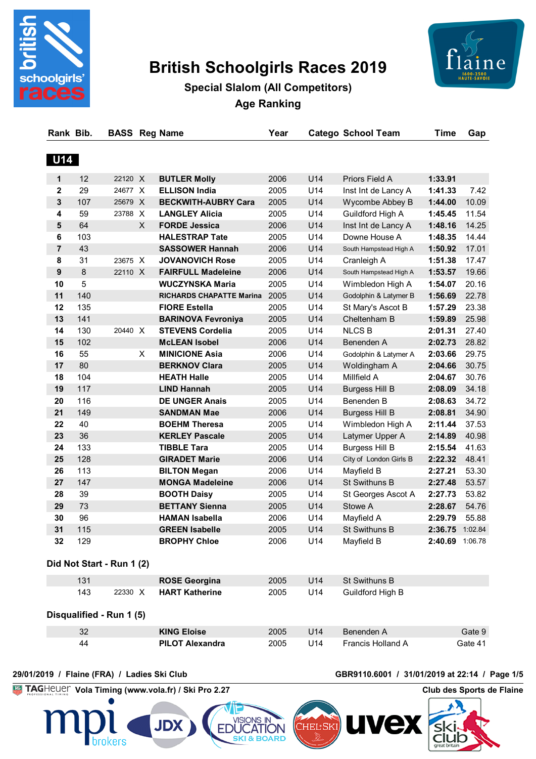# British Schoolgirls Races 2019

## Special Slalom (All Competitors)

## Age Ranking

### U14

| Rank | Bib. | BASS | Reg | Name | Year | Catego | School Team | Time | Gap |
|---|---|---|---|---|---|---|---|---|---|
| 1 | 12 | 22120 | X | **BUTLER Molly** | 2006 | U14 | Priors Field A | **1:33.91** | |
| 2 | 29 | 24677 | X | **ELLISON India** | 2005 | U14 | Inst Int de Lancy A | **1:41.33** | 7.42 |
| 3 | 107 | 25679 | X | **BECKWITH-AUBRY Cara** | 2005 | U14 | Wycombe Abbey B | **1:44.00** | 10.09 |
| 4 | 59 | 23788 | X | **LANGLEY Alicia** | 2005 | U14 | Guildford High A | **1:45.45** | 11.54 |
| 5 | 64 | | X | **FORDE Jessica** | 2006 | U14 | Inst Int de Lancy A | **1:48.16** | 14.25 |
| 6 | 103 | | | **HALESTRAP Tate** | 2005 | U14 | Downe House A | **1:48.35** | 14.44 |
| 7 | 43 | | | **SASSOWER Hannah** | 2006 | U14 | South Hampstead High A | **1:50.92** | 17.01 |
| 8 | 31 | 23675 | X | **JOVANOVICH Rose** | 2005 | U14 | Cranleigh A | **1:51.38** | 17.47 |
| 9 | 8 | 22110 | X | **FAIRFULL Madeleine** | 2006 | U14 | South Hampstead High A | **1:53.57** | 19.66 |
| 10 | 5 | | | **WUCZYNSKA Maria** | 2005 | U14 | Wimbledon High A | **1:54.07** | 20.16 |
| 11 | 140 | | | **RICHARDS CHAPATTE Marina** | 2005 | U14 | Godolphin & Latymer B | **1:56.69** | 22.78 |
| 12 | 135 | | | **FIORE Estella** | 2005 | U14 | St Mary's Ascot B | **1:57.29** | 23.38 |
| 13 | 141 | | | **BARINOVA Fevroniya** | 2005 | U14 | Cheltenham B | **1:59.89** | 25.98 |
| 14 | 130 | 20440 | X | **STEVENS Cordelia** | 2005 | U14 | NLCS B | **2:01.31** | 27.40 |
| 15 | 102 | | | **McLEAN Isobel** | 2006 | U14 | Benenden A | **2:02.73** | 28.82 |
| 16 | 55 | | X | **MINICIONE Asia** | 2006 | U14 | Godolphin & Latymer A | **2:03.66** | 29.75 |
| 17 | 80 | | | **BERKNOV Clara** | 2005 | U14 | Woldingham A | **2:04.66** | 30.75 |
| 18 | 104 | | | **HEATH Halle** | 2005 | U14 | Millfield A | **2:04.67** | 30.76 |
| 19 | 117 | | | **LIND Hannah** | 2005 | U14 | Burgess Hill B | **2:08.09** | 34.18 |
| 20 | 116 | | | **DE UNGER Anais** | 2005 | U14 | Benenden B | **2:08.63** | 34.72 |
| 21 | 149 | | | **SANDMAN Mae** | 2006 | U14 | Burgess Hill B | **2:08.81** | 34.90 |
| 22 | 40 | | | **BOEHM Theresa** | 2005 | U14 | Wimbledon High A | **2:11.44** | 37.53 |
| 23 | 36 | | | **KERLEY Pascale** | 2005 | U14 | Latymer Upper A | **2:14.89** | 40.98 |
| 24 | 133 | | | **TIBBLE Tara** | 2005 | U14 | Burgess Hill B | **2:15.54** | 41.63 |
| 25 | 128 | | | **GIRADET Marie** | 2006 | U14 | City of London Girls B | **2:22.32** | 48.41 |
| 26 | 113 | | | **BILTON Megan** | 2006 | U14 | Mayfield B | **2:27.21** | 53.30 |
| 27 | 147 | | | **MONGA Madeleine** | 2006 | U14 | St Swithuns B | **2:27.48** | 53.57 |
| 28 | 39 | | | **BOOTH Daisy** | 2005 | U14 | St Georges Ascot A | **2:27.73** | 53.82 |
| 29 | 73 | | | **BETTANY Sienna** | 2005 | U14 | Stowe A | **2:28.67** | 54.76 |
| 30 | 96 | | | **HAMAN Isabella** | 2006 | U14 | Mayfield A | **2:29.79** | 55.88 |
| 31 | 115 | | | **GREEN Isabelle** | 2005 | U14 | St Swithuns B | **2:36.75** | 1:02.84 |
| 32 | 129 | | | **BROPHY Chloe** | 2006 | U14 | Mayfield B | **2:40.69** | 1:06.78 |

### Did Not Start - Run 1 (2)

| Bib. | BASS | Reg | Name | Year | Catego | School Team |
|---|---|---|---|---|---|---|
| 131 | | | **ROSE Georgina** | 2005 | U14 | St Swithuns B |
| 143 | 22330 | X | **HART Katherine** | 2005 | U14 | Guildford High B |

### Disqualified - Run 1 (5)

| Bib. | BASS | Reg | Name | Year | Catego | School Team | Gap |
|---|---|---|---|---|---|---|---|
| 32 | | | **KING Eloise** | 2005 | U14 | Benenden A | Gate 9 |
| 44 | | | **PILOT Alexandra** | 2005 | U14 | Francis Holland A | Gate 41 |

29/01/2019 / Flaine (FRA) / Ladies Ski Club — GBR9110.6001 / 31/01/2019 at 22:14

TAGHeuer Vola Timing (www.vola.fr) / Ski Pro 2.27 — Club des Sports de Flaine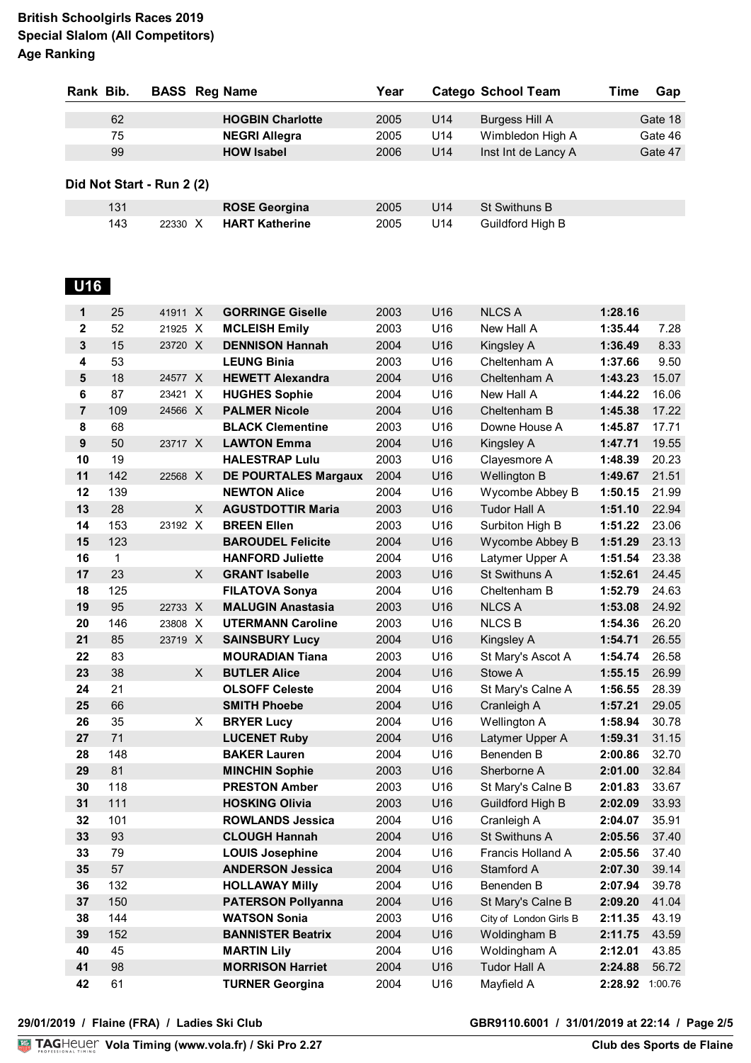**British Schoolgirls Races 2019**
**Special Slalom (All Competitors)**
**Age Ranking**

| Rank | Bib. | BASS | Reg | Name | Year | Catego | School Team | Time | Gap |
|---|---|---|---|---|---|---|---|---|---|
| | 62 | | | **HOGBIN Charlotte** | 2005 | U14 | Burgess Hill A | | Gate 18 |
| | 75 | | | **NEGRI Allegra** | 2005 | U14 | Wimbledon High A | | Gate 46 |
| | 99 | | | **HOW Isabel** | 2006 | U14 | Inst Int de Lancy A | | Gate 47 |

**Did Not Start - Run 2 (2)**

| Rank | Bib. | BASS | Reg | Name | Year | Catego | School Team | Time | Gap |
|---|---|---|---|---|---|---|---|---|---|
| | 131 | | | **ROSE Georgina** | 2005 | U14 | St Swithuns B | | |
| | 143 | 22330 | X | **HART Katherine** | 2005 | U14 | Guildford High B | | |

## U16

| Rank | Bib. | BASS | Reg | Name | Year | Catego | School Team | Time | Gap |
|---|---|---|---|---|---|---|---|---|---|
| 1 | 25 | 41911 | X | **GORRINGE Giselle** | 2003 | U16 | NLCS A | **1:28.16** | |
| 2 | 52 | 21925 | X | **MCLEISH Emily** | 2003 | U16 | New Hall A | **1:35.44** | 7.28 |
| 3 | 15 | 23720 | X | **DENNISON Hannah** | 2004 | U16 | Kingsley A | **1:36.49** | 8.33 |
| 4 | 53 | | | **LEUNG Binia** | 2003 | U16 | Cheltenham A | **1:37.66** | 9.50 |
| 5 | 18 | 24577 | X | **HEWETT Alexandra** | 2004 | U16 | Cheltenham A | **1:43.23** | 15.07 |
| 6 | 87 | 23421 | X | **HUGHES Sophie** | 2004 | U16 | New Hall A | **1:44.22** | 16.06 |
| 7 | 109 | 24566 | X | **PALMER Nicole** | 2004 | U16 | Cheltenham B | **1:45.38** | 17.22 |
| 8 | 68 | | | **BLACK Clementine** | 2003 | U16 | Downe House A | **1:45.87** | 17.71 |
| 9 | 50 | 23717 | X | **LAWTON Emma** | 2004 | U16 | Kingsley A | **1:47.71** | 19.55 |
| 10 | 19 | | | **HALESTRAP Lulu** | 2003 | U16 | Clayesmore A | **1:48.39** | 20.23 |
| 11 | 142 | 22568 | X | **DE POURTALES Margaux** | 2004 | U16 | Wellington B | **1:49.67** | 21.51 |
| 12 | 139 | | | **NEWTON Alice** | 2004 | U16 | Wycombe Abbey B | **1:50.15** | 21.99 |
| 13 | 28 | | X | **AGUSTDOTTIR Maria** | 2003 | U16 | Tudor Hall A | **1:51.10** | 22.94 |
| 14 | 153 | 23192 | X | **BREEN Ellen** | 2003 | U16 | Surbiton High B | **1:51.22** | 23.06 |
| 15 | 123 | | | **BAROUDEL Felicite** | 2004 | U16 | Wycombe Abbey B | **1:51.29** | 23.13 |
| 16 | 1 | | | **HANFORD Juliette** | 2004 | U16 | Latymer Upper A | **1:51.54** | 23.38 |
| 17 | 23 | | X | **GRANT Isabelle** | 2003 | U16 | St Swithuns A | **1:52.61** | 24.45 |
| 18 | 125 | | | **FILATOVA Sonya** | 2004 | U16 | Cheltenham B | **1:52.79** | 24.63 |
| 19 | 95 | 22733 | X | **MALUGIN Anastasia** | 2003 | U16 | NLCS A | **1:53.08** | 24.92 |
| 20 | 146 | 23808 | X | **UTERMANN Caroline** | 2003 | U16 | NLCS B | **1:54.36** | 26.20 |
| 21 | 85 | 23719 | X | **SAINSBURY Lucy** | 2004 | U16 | Kingsley A | **1:54.71** | 26.55 |
| 22 | 83 | | | **MOURADIAN Tiana** | 2003 | U16 | St Mary's Ascot A | **1:54.74** | 26.58 |
| 23 | 38 | | X | **BUTLER Alice** | 2004 | U16 | Stowe A | **1:55.15** | 26.99 |
| 24 | 21 | | | **OLSOFF Celeste** | 2004 | U16 | St Mary's Calne A | **1:56.55** | 28.39 |
| 25 | 66 | | | **SMITH Phoebe** | 2004 | U16 | Cranleigh A | **1:57.21** | 29.05 |
| 26 | 35 | | X | **BRYER Lucy** | 2004 | U16 | Wellington A | **1:58.94** | 30.78 |
| 27 | 71 | | | **LUCENET Ruby** | 2004 | U16 | Latymer Upper A | **1:59.31** | 31.15 |
| 28 | 148 | | | **BAKER Lauren** | 2004 | U16 | Benenden B | **2:00.86** | 32.70 |
| 29 | 81 | | | **MINCHIN Sophie** | 2003 | U16 | Sherborne A | **2:01.00** | 32.84 |
| 30 | 118 | | | **PRESTON Amber** | 2003 | U16 | St Mary's Calne B | **2:01.83** | 33.67 |
| 31 | 111 | | | **HOSKING Olivia** | 2003 | U16 | Guildford High B | **2:02.09** | 33.93 |
| 32 | 101 | | | **ROWLANDS Jessica** | 2004 | U16 | Cranleigh A | **2:04.07** | 35.91 |
| 33 | 93 | | | **CLOUGH Hannah** | 2004 | U16 | St Swithuns A | **2:05.56** | 37.40 |
| 33 | 79 | | | **LOUIS Josephine** | 2004 | U16 | Francis Holland A | **2:05.56** | 37.40 |
| 35 | 57 | | | **ANDERSON Jessica** | 2004 | U16 | Stamford A | **2:07.30** | 39.14 |
| 36 | 132 | | | **HOLLAWAY Milly** | 2004 | U16 | Benenden B | **2:07.94** | 39.78 |
| 37 | 150 | | | **PATERSON Pollyanna** | 2004 | U16 | St Mary's Calne B | **2:09.20** | 41.04 |
| 38 | 144 | | | **WATSON Sonia** | 2003 | U16 | City of London Girls B | **2:11.35** | 43.19 |
| 39 | 152 | | | **BANNISTER Beatrix** | 2004 | U16 | Woldingham B | **2:11.75** | 43.59 |
| 40 | 45 | | | **MARTIN Lily** | 2004 | U16 | Woldingham A | **2:12.01** | 43.85 |
| 41 | 98 | | | **MORRISON Harriet** | 2004 | U16 | Tudor Hall A | **2:24.88** | 56.72 |
| 42 | 61 | | | **TURNER Georgina** | 2004 | U16 | Mayfield A | **2:28.92** | 1:00.76 |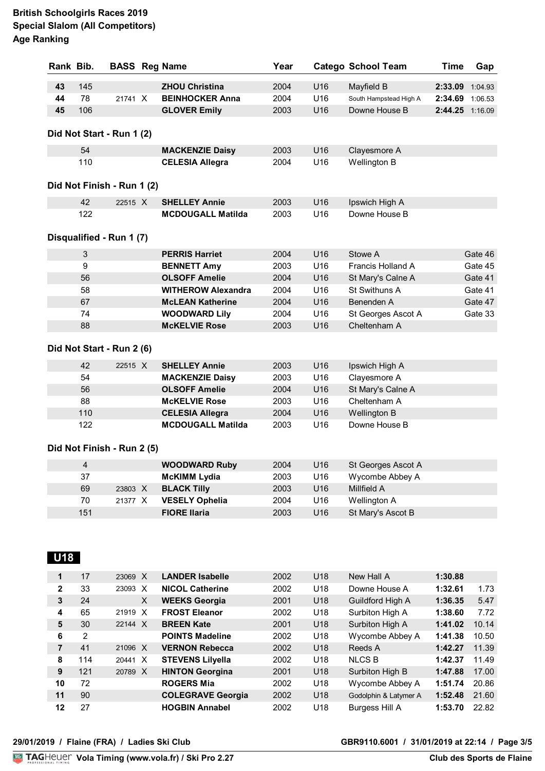# British Schoolgirls Races 2019
## Special Slalom (All Competitors)
### Age Ranking

| Rank | Bib. | BASS | Reg | Name | Year | Catego | School Team | Time | Gap |
|---|---|---|---|---|---|---|---|---|---|
| 43 | 145 | | | **ZHOU Christina** | 2004 | U16 | Mayfield B | **2:33.09** | 1:04.93 |
| 44 | 78 | 21741 | X | **BEINHOCKER Anna** | 2004 | U16 | South Hampstead High A | **2:34.69** | 1:06.53 |
| 45 | 106 | | | **GLOVER Emily** | 2003 | U16 | Downe House B | **2:44.25** | 1:16.09 |

**Did Not Start - Run 1 (2)**

| Bib. | BASS | Reg | Name | Year | Catego | School Team |
|---|---|---|---|---|---|---|
| 54 | | | **MACKENZIE Daisy** | 2003 | U16 | Clayesmore A |
| 110 | | | **CELESIA Allegra** | 2004 | U16 | Wellington B |

**Did Not Finish - Run 1 (2)**

| Bib. | BASS | Reg | Name | Year | Catego | School Team |
|---|---|---|---|---|---|---|
| 42 | 22515 | X | **SHELLEY Annie** | 2003 | U16 | Ipswich High A |
| 122 | | | **MCDOUGALL Matilda** | 2003 | U16 | Downe House B |

**Disqualified - Run 1 (7)**

| Bib. | BASS | Reg | Name | Year | Catego | School Team | Gap |
|---|---|---|---|---|---|---|---|
| 3 | | | **PERRIS Harriet** | 2004 | U16 | Stowe A | Gate 46 |
| 9 | | | **BENNETT Amy** | 2003 | U16 | Francis Holland A | Gate 45 |
| 56 | | | **OLSOFF Amelie** | 2004 | U16 | St Mary's Calne A | Gate 41 |
| 58 | | | **WITHEROW Alexandra** | 2004 | U16 | St Swithuns A | Gate 41 |
| 67 | | | **McLEAN Katherine** | 2004 | U16 | Benenden A | Gate 47 |
| 74 | | | **WOODWARD Lily** | 2004 | U16 | St Georges Ascot A | Gate 33 |
| 88 | | | **McKELVIE Rose** | 2003 | U16 | Cheltenham A | |

**Did Not Start - Run 2 (6)**

| Bib. | BASS | Reg | Name | Year | Catego | School Team |
|---|---|---|---|---|---|---|
| 42 | 22515 | X | **SHELLEY Annie** | 2003 | U16 | Ipswich High A |
| 54 | | | **MACKENZIE Daisy** | 2003 | U16 | Clayesmore A |
| 56 | | | **OLSOFF Amelie** | 2004 | U16 | St Mary's Calne A |
| 88 | | | **McKELVIE Rose** | 2003 | U16 | Cheltenham A |
| 110 | | | **CELESIA Allegra** | 2004 | U16 | Wellington B |
| 122 | | | **MCDOUGALL Matilda** | 2003 | U16 | Downe House B |

**Did Not Finish - Run 2 (5)**

| Bib. | BASS | Reg | Name | Year | Catego | School Team |
|---|---|---|---|---|---|---|
| 4 | | | **WOODWARD Ruby** | 2004 | U16 | St Georges Ascot A |
| 37 | | | **McKIMM Lydia** | 2003 | U16 | Wycombe Abbey A |
| 69 | 23803 | X | **BLACK Tilly** | 2003 | U16 | Millfield A |
| 70 | 21377 | X | **VESELY Ophelia** | 2004 | U16 | Wellington A |
| 151 | | | **FIORE Ilaria** | 2003 | U16 | St Mary's Ascot B |

## U18

| Rank | Bib. | BASS | Reg | Name | Year | Catego | School Team | Time | Gap |
|---|---|---|---|---|---|---|---|---|---|
| 1 | 17 | 23069 | X | **LANDER Isabelle** | 2002 | U18 | New Hall A | **1:30.88** | |
| 2 | 33 | 23093 | X | **NICOL Catherine** | 2002 | U18 | Downe House A | **1:32.61** | 1.73 |
| 3 | 24 | | X | **WEEKS Georgia** | 2001 | U18 | Guildford High A | **1:36.35** | 5.47 |
| 4 | 65 | 21919 | X | **FROST Eleanor** | 2002 | U18 | Surbiton High A | **1:38.60** | 7.72 |
| 5 | 30 | 22144 | X | **BREEN Kate** | 2001 | U18 | Surbiton High A | **1:41.02** | 10.14 |
| 6 | 2 | | | **POINTS Madeline** | 2002 | U18 | Wycombe Abbey A | **1:41.38** | 10.50 |
| 7 | 41 | 21096 | X | **VERNON Rebecca** | 2002 | U18 | Reeds A | **1:42.27** | 11.39 |
| 8 | 114 | 20441 | X | **STEVENS Lilyella** | 2002 | U18 | NLCS B | **1:42.37** | 11.49 |
| 9 | 121 | 20789 | X | **HINTON Georgina** | 2001 | U18 | Surbiton High B | **1:47.88** | 17.00 |
| 10 | 72 | | | **ROGERS Mia** | 2002 | U18 | Wycombe Abbey A | **1:51.74** | 20.86 |
| 11 | 90 | | | **COLEGRAVE Georgia** | 2002 | U18 | Godolphin & Latymer A | **1:52.48** | 21.60 |
| 12 | 27 | | | **HOGBIN Annabel** | 2002 | U18 | Burgess Hill A | **1:53.70** | 22.82 |

29/01/2019 / Flaine (FRA) / Ladies Ski Club — GBR9110.6001 / 31/01/2019 at 22:14

TAG Heuer Vola Timing (www.vola.fr) / Ski Pro 2.27 — Club des Sports de Flaine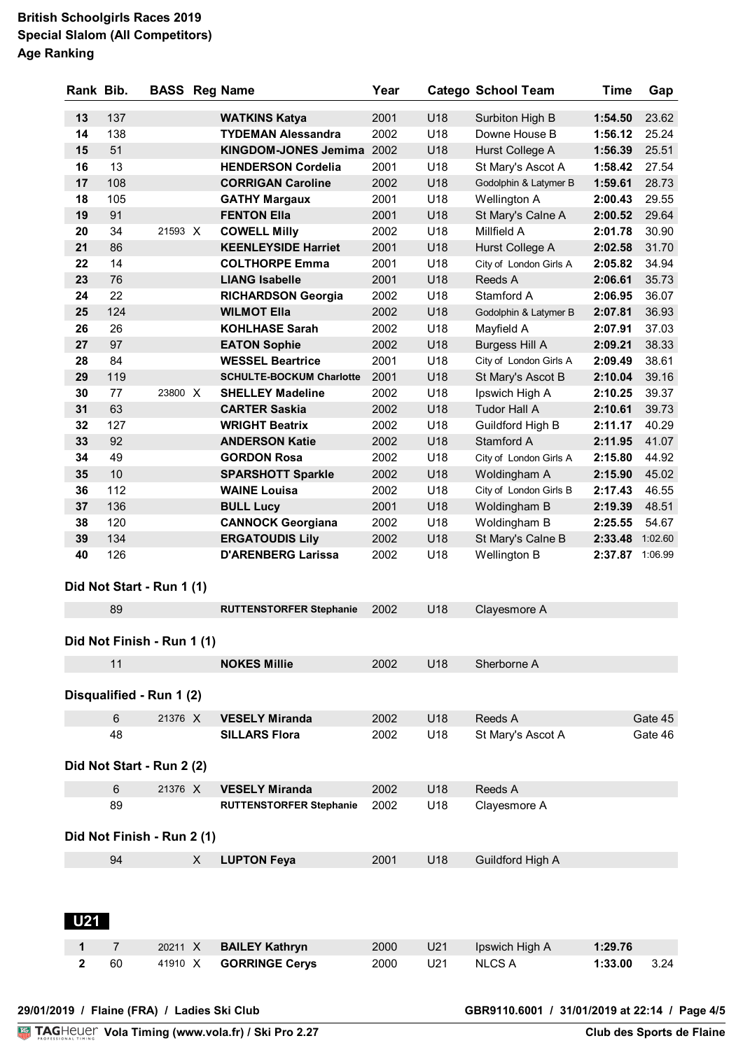**British Schoolgirls Races 2019**
**Special Slalom (All Competitors)**
**Age Ranking**

| Rank | Bib. | BASS | Reg | Name | Year | Catego | School Team | Time | Gap |
|---|---|---|---|---|---|---|---|---|---|
| 13 | 137 | | | **WATKINS Katya** | 2001 | U18 | Surbiton High B | **1:54.50** | 23.62 |
| 14 | 138 | | | **TYDEMAN Alessandra** | 2002 | U18 | Downe House B | **1:56.12** | 25.24 |
| 15 | 51 | | | **KINGDOM-JONES Jemima** | 2002 | U18 | Hurst College A | **1:56.39** | 25.51 |
| 16 | 13 | | | **HENDERSON Cordelia** | 2001 | U18 | St Mary's Ascot A | **1:58.42** | 27.54 |
| 17 | 108 | | | **CORRIGAN Caroline** | 2002 | U18 | Godolphin & Latymer B | **1:59.61** | 28.73 |
| 18 | 105 | | | **GATHY Margaux** | 2001 | U18 | Wellington A | **2:00.43** | 29.55 |
| 19 | 91 | | | **FENTON Ella** | 2001 | U18 | St Mary's Calne A | **2:00.52** | 29.64 |
| 20 | 34 | 21593 | X | **COWELL Milly** | 2002 | U18 | Millfield A | **2:01.78** | 30.90 |
| 21 | 86 | | | **KEENLEYSIDE Harriet** | 2001 | U18 | Hurst College A | **2:02.58** | 31.70 |
| 22 | 14 | | | **COLTHORPE Emma** | 2001 | U18 | City of London Girls A | **2:05.82** | 34.94 |
| 23 | 76 | | | **LIANG Isabelle** | 2001 | U18 | Reeds A | **2:06.61** | 35.73 |
| 24 | 22 | | | **RICHARDSON Georgia** | 2002 | U18 | Stamford A | **2:06.95** | 36.07 |
| 25 | 124 | | | **WILMOT Ella** | 2002 | U18 | Godolphin & Latymer B | **2:07.81** | 36.93 |
| 26 | 26 | | | **KOHLHASE Sarah** | 2002 | U18 | Mayfield A | **2:07.91** | 37.03 |
| 27 | 97 | | | **EATON Sophie** | 2002 | U18 | Burgess Hill A | **2:09.21** | 38.33 |
| 28 | 84 | | | **WESSEL Beartrice** | 2001 | U18 | City of London Girls A | **2:09.49** | 38.61 |
| 29 | 119 | | | **SCHULTE-BOCKUM Charlotte** | 2001 | U18 | St Mary's Ascot B | **2:10.04** | 39.16 |
| 30 | 77 | 23800 | X | **SHELLEY Madeline** | 2002 | U18 | Ipswich High A | **2:10.25** | 39.37 |
| 31 | 63 | | | **CARTER Saskia** | 2002 | U18 | Tudor Hall A | **2:10.61** | 39.73 |
| 32 | 127 | | | **WRIGHT Beatrix** | 2002 | U18 | Guildford High B | **2:11.17** | 40.29 |
| 33 | 92 | | | **ANDERSON Katie** | 2002 | U18 | Stamford A | **2:11.95** | 41.07 |
| 34 | 49 | | | **GORDON Rosa** | 2002 | U18 | City of London Girls A | **2:15.80** | 44.92 |
| 35 | 10 | | | **SPARSHOTT Sparkle** | 2002 | U18 | Woldingham A | **2:15.90** | 45.02 |
| 36 | 112 | | | **WAINE Louisa** | 2002 | U18 | City of London Girls B | **2:17.43** | 46.55 |
| 37 | 136 | | | **BULL Lucy** | 2001 | U18 | Woldingham B | **2:19.39** | 48.51 |
| 38 | 120 | | | **CANNOCK Georgiana** | 2002 | U18 | Woldingham B | **2:25.55** | 54.67 |
| 39 | 134 | | | **ERGATOUDIS Lily** | 2002 | U18 | St Mary's Calne B | **2:33.48** | 1:02.60 |
| 40 | 126 | | | **D'ARENBERG Larissa** | 2002 | U18 | Wellington B | **2:37.87** | 1:06.99 |

**Did Not Start - Run 1 (1)**

| Bib. | BASS | Reg | Name | Year | Catego | School Team |
|---|---|---|---|---|---|---|
| 89 | | | **RUTTENSTORFER Stephanie** | 2002 | U18 | Clayesmore A |

**Did Not Finish - Run 1 (1)**

| Bib. | BASS | Reg | Name | Year | Catego | School Team |
|---|---|---|---|---|---|---|
| 11 | | | **NOKES Millie** | 2002 | U18 | Sherborne A |

**Disqualified - Run 1 (2)**

| Bib. | BASS | Reg | Name | Year | Catego | School Team | Gap |
|---|---|---|---|---|---|---|---|
| 6 | 21376 | X | **VESELY Miranda** | 2002 | U18 | Reeds A | Gate 45 |
| 48 | | | **SILLARS Flora** | 2002 | U18 | St Mary's Ascot A | Gate 46 |

**Did Not Start - Run 2 (2)**

| Bib. | BASS | Reg | Name | Year | Catego | School Team |
|---|---|---|---|---|---|---|
| 6 | 21376 | X | **VESELY Miranda** | 2002 | U18 | Reeds A |
| 89 | | | **RUTTENSTORFER Stephanie** | 2002 | U18 | Clayesmore A |

**Did Not Finish - Run 2 (1)**

| Bib. | BASS | Reg | Name | Year | Catego | School Team |
|---|---|---|---|---|---|---|
| 94 | | X | **LUPTON Feya** | 2001 | U18 | Guildford High A |

**U21**

| Rank | Bib. | BASS | Reg | Name | Year | Catego | School Team | Time | Gap |
|---|---|---|---|---|---|---|---|---|---|
| 1 | 7 | 20211 | X | **BAILEY Kathryn** | 2000 | U21 | Ipswich High A | **1:29.76** | |
| 2 | 60 | 41910 | X | **GORRINGE Cerys** | 2000 | U21 | NLCS A | **1:33.00** | 3.24 |

29/01/2019 / Flaine (FRA) / Ladies Ski Club

GBR9110.6001 / 31/01/2019 at 22:14

TAGHeuer Vola Timing (www.vola.fr) / Ski Pro 2.27

Club des Sports de Flaine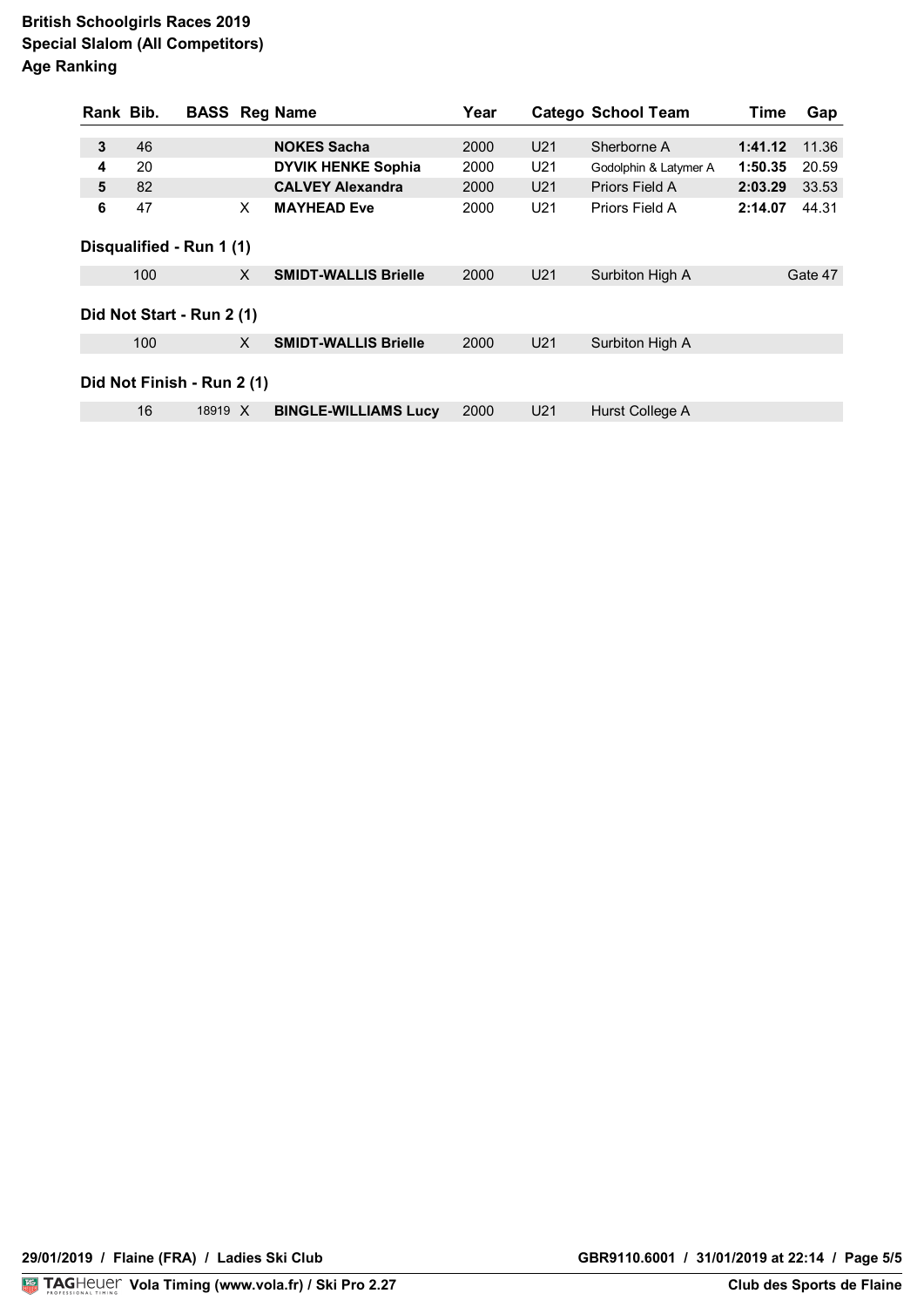**British Schoolgirls Races 2019**
**Special Slalom (All Competitors)**
**Age Ranking**

| Rank | Bib. | BASS | Reg | Name | Year | Catego | School Team | Time | Gap |
|---|---|---|---|---|---|---|---|---|---|
| **3** | 46 | | | **NOKES Sacha** | 2000 | U21 | Sherborne A | **1:41.12** | 11.36 |
| **4** | 20 | | | **DYVIK HENKE Sophia** | 2000 | U21 | Godolphin & Latymer A | **1:50.35** | 20.59 |
| **5** | 82 | | | **CALVEY Alexandra** | 2000 | U21 | Priors Field A | **2:03.29** | 33.53 |
| **6** | 47 | | X | **MAYHEAD Eve** | 2000 | U21 | Priors Field A | **2:14.07** | 44.31 |

**Disqualified - Run 1 (1)**

| Rank | Bib. | BASS | Reg | Name | Year | Catego | School Team | Time | Gap |
|---|---|---|---|---|---|---|---|---|---|
| | 100 | | X | **SMIDT-WALLIS Brielle** | 2000 | U21 | Surbiton High A | | Gate 47 |

**Did Not Start - Run 2 (1)**

| Rank | Bib. | BASS | Reg | Name | Year | Catego | School Team | Time | Gap |
|---|---|---|---|---|---|---|---|---|---|
| | 100 | | X | **SMIDT-WALLIS Brielle** | 2000 | U21 | Surbiton High A | | |

**Did Not Finish - Run 2 (1)**

| Rank | Bib. | BASS | Reg | Name | Year | Catego | School Team | Time | Gap |
|---|---|---|---|---|---|---|---|---|---|
| | 16 | 18919 | X | **BINGLE-WILLIAMS Lucy** | 2000 | U21 | Hurst College A | | |

**29/01/2019 / Flaine (FRA) / Ladies Ski Club** GBR9110.6001 / 31/01/2019 at 22:14

**Vola Timing (www.vola.fr) / Ski Pro 2.27** **Club des Sports de Flaine**